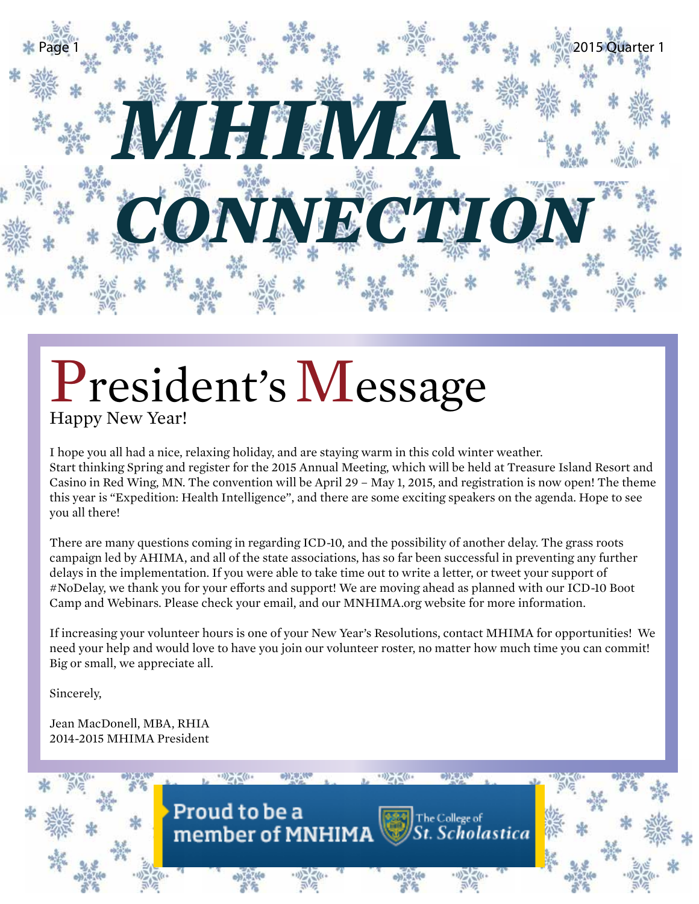# MHIMA CONNECTION

## President's Message

Happy New Year!

I hope you all had a nice, relaxing holiday, and are staying warm in this cold winter weather.
Start thinking Spring and register for the 2015 Annual Meeting, which will be held at Treasure Island Resort and Casino in Red Wing, MN. The convention will be April 29 – May 1, 2015, and registration is now open! The theme this year is "Expedition: Health Intelligence", and there are some exciting speakers on the agenda. Hope to see you all there!

There are many questions coming in regarding ICD-10, and the possibility of another delay. The grass roots campaign led by AHIMA, and all of the state associations, has so far been successful in preventing any further delays in the implementation. If you were able to take time out to write a letter, or tweet your support of #NoDelay, we thank you for your efforts and support! We are moving ahead as planned with our ICD-10 Boot Camp and Webinars. Please check your email, and our MNHIMA.org website for more information.

If increasing your volunteer hours is one of your New Year's Resolutions, contact MHIMA for opportunities! We need your help and would love to have you join our volunteer roster, no matter how much time you can commit! Big or small, we appreciate all.

Sincerely,

Jean MacDonell, MBA, RHIA
2014-2015 MHIMA President

Proud to be a member of MNHIMA — The College of St. Scholastica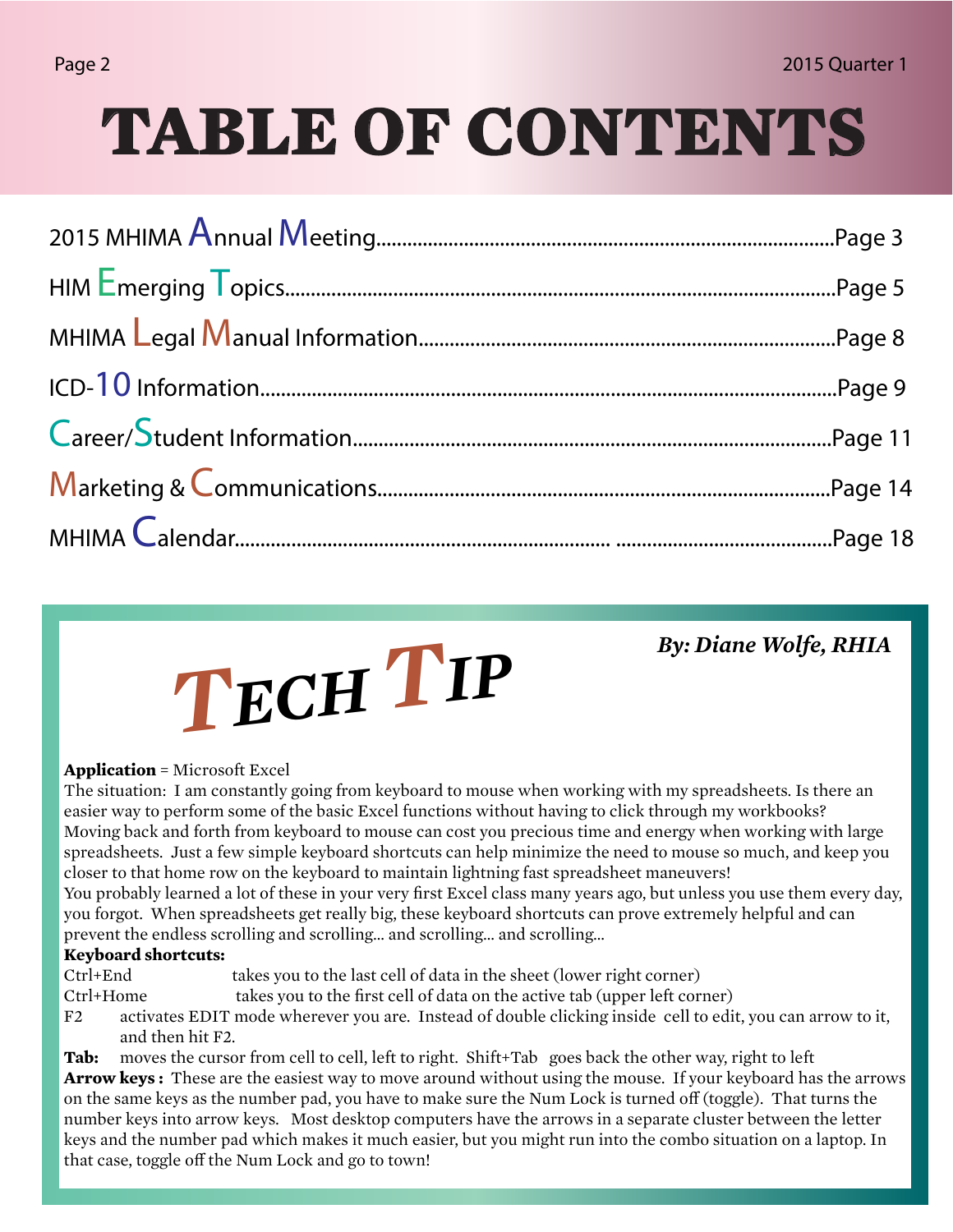# TABLE OF CONTENTS

| | |
|---|---|
| 2015 MHIMA Annual Meeting | Page 3 |
| HIM Emerging Topics | Page 5 |
| MHIMA Legal Manual Information | Page 8 |
| ICD-10 Information | Page 9 |
| Career/Student Information | Page 11 |
| Marketing & Communications | Page 14 |
| MHIMA Calendar | Page 18 |

## TECH TIP

***By: Diane Wolfe, RHIA***

**Application** = Microsoft Excel

The situation: I am constantly going from keyboard to mouse when working with my spreadsheets. Is there an easier way to perform some of the basic Excel functions without having to click through my workbooks?

Moving back and forth from keyboard to mouse can cost you precious time and energy when working with large spreadsheets. Just a few simple keyboard shortcuts can help minimize the need to mouse so much, and keep you closer to that home row on the keyboard to maintain lightning fast spreadsheet maneuvers!

You probably learned a lot of these in your very first Excel class many years ago, but unless you use them every day, you forgot. When spreadsheets get really big, these keyboard shortcuts can prove extremely helpful and can prevent the endless scrolling and scrolling… and scrolling… and scrolling…

**Keyboard shortcuts:**

Ctrl+End takes you to the last cell of data in the sheet (lower right corner)

Ctrl+Home takes you to the first cell of data on the active tab (upper left corner)

F2 activates EDIT mode wherever you are. Instead of double clicking inside cell to edit, you can arrow to it, and then hit F2.

**Tab:** moves the cursor from cell to cell, left to right. Shift+Tab goes back the other way, right to left

**Arrow keys :** These are the easiest way to move around without using the mouse. If your keyboard has the arrows on the same keys as the number pad, you have to make sure the Num Lock is turned off (toggle). That turns the number keys into arrow keys. Most desktop computers have the arrows in a separate cluster between the letter keys and the number pad which makes it much easier, but you might run into the combo situation on a laptop. In that case, toggle off the Num Lock and go to town!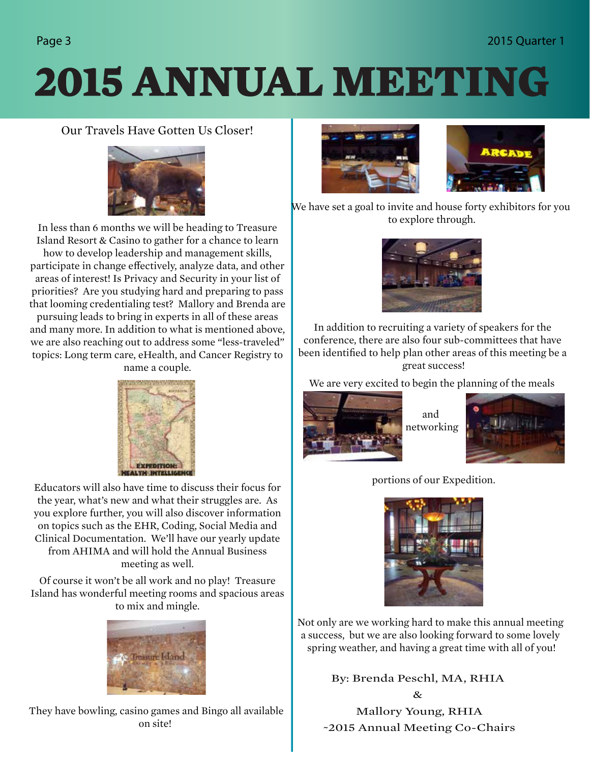# 2015 ANNUAL MEETING

Our Travels Have Gotten Us Closer!

In less than 6 months we will be heading to Treasure Island Resort & Casino to gather for a chance to learn how to develop leadership and management skills, participate in change effectively, analyze data, and other areas of interest! Is Privacy and Security in your list of priorities? Are you studying hard and preparing to pass that looming credentialing test? Mallory and Brenda are pursuing leads to bring in experts in all of these areas and many more. In addition to what is mentioned above, we are also reaching out to address some "less-traveled" topics: Long term care, eHealth, and Cancer Registry to name a couple.

Educators will also have time to discuss their focus for the year, what's new and what their struggles are. As you explore further, you will also discover information on topics such as the EHR, Coding, Social Media and Clinical Documentation. We'll have our yearly update from AHIMA and will hold the Annual Business meeting as well.

Of course it won't be all work and no play! Treasure Island has wonderful meeting rooms and spacious areas to mix and mingle.

They have bowling, casino games and Bingo all available on site!

We have set a goal to invite and house forty exhibitors for you to explore through.

In addition to recruiting a variety of speakers for the conference, there are also four sub-committees that have been identified to help plan other areas of this meeting be a great success!

We are very excited to begin the planning of the meals and networking portions of our Expedition.

Not only are we working hard to make this annual meeting a success, but we are also looking forward to some lovely spring weather, and having a great time with all of you!

By: Brenda Peschl, MA, RHIA

&

Mallory Young, RHIA

~2015 Annual Meeting Co-Chairs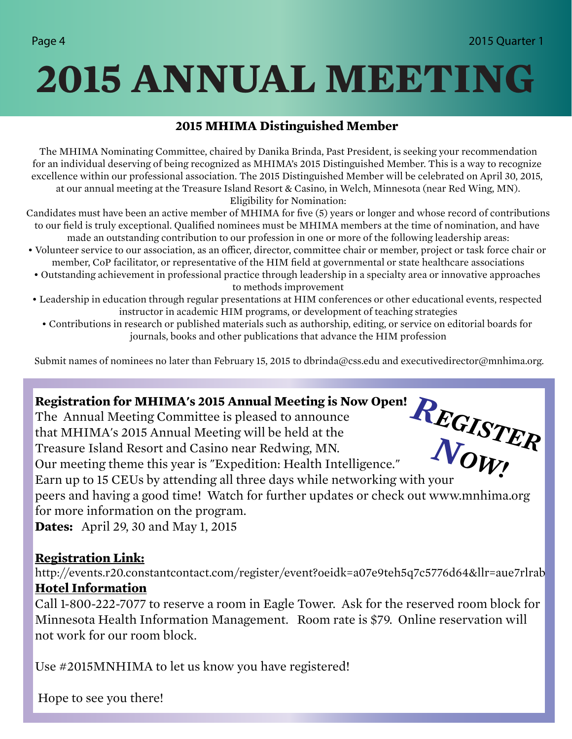# 2015 ANNUAL MEETING

## 2015 MHIMA Distinguished Member

The MHIMA Nominating Committee, chaired by Danika Brinda, Past President, is seeking your recommendation for an individual deserving of being recognized as MHIMA's 2015 Distinguished Member. This is a way to recognize excellence within our professional association. The 2015 Distinguished Member will be celebrated on April 30, 2015, at our annual meeting at the Treasure Island Resort & Casino, in Welch, Minnesota (near Red Wing, MN).

Eligibility for Nomination:

Candidates must have been an active member of MHIMA for five (5) years or longer and whose record of contributions to our field is truly exceptional. Qualified nominees must be MHIMA members at the time of nomination, and have made an outstanding contribution to our profession in one or more of the following leadership areas:

- Volunteer service to our association, as an officer, director, committee chair or member, project or task force chair or member, CoP facilitator, or representative of the HIM field at governmental or state healthcare associations
- Outstanding achievement in professional practice through leadership in a specialty area or innovative approaches to methods improvement
- Leadership in education through regular presentations at HIM conferences or other educational events, respected instructor in academic HIM programs, or development of teaching strategies
- Contributions in research or published materials such as authorship, editing, or service on editorial boards for journals, books and other publications that advance the HIM profession

Submit names of nominees no later than February 15, 2015 to dbrinda@css.edu and executivedirector@mnhima.org.

**Register Now!**

**Registration for MHIMA's 2015 Annual Meeting is Now Open!**
The Annual Meeting Committee is pleased to announce that MHIMA's 2015 Annual Meeting will be held at the Treasure Island Resort and Casino near Redwing, MN.
Our meeting theme this year is "Expedition: Health Intelligence."
Earn up to 15 CEUs by attending all three days while networking with your peers and having a good time! Watch for further updates or check out www.mnhima.org for more information on the program.
**Dates:** April 29, 30 and May 1, 2015

**Registration Link:**
http://events.r20.constantcontact.com/register/event?oeidk=a07e9teh5q7c5776d64&llr=aue7rlrab

**Hotel Information**
Call 1-800-222-7077 to reserve a room in Eagle Tower. Ask for the reserved room block for Minnesota Health Information Management. Room rate is $79. Online reservation will not work for our room block.

Use #2015MNHIMA to let us know you have registered!

Hope to see you there!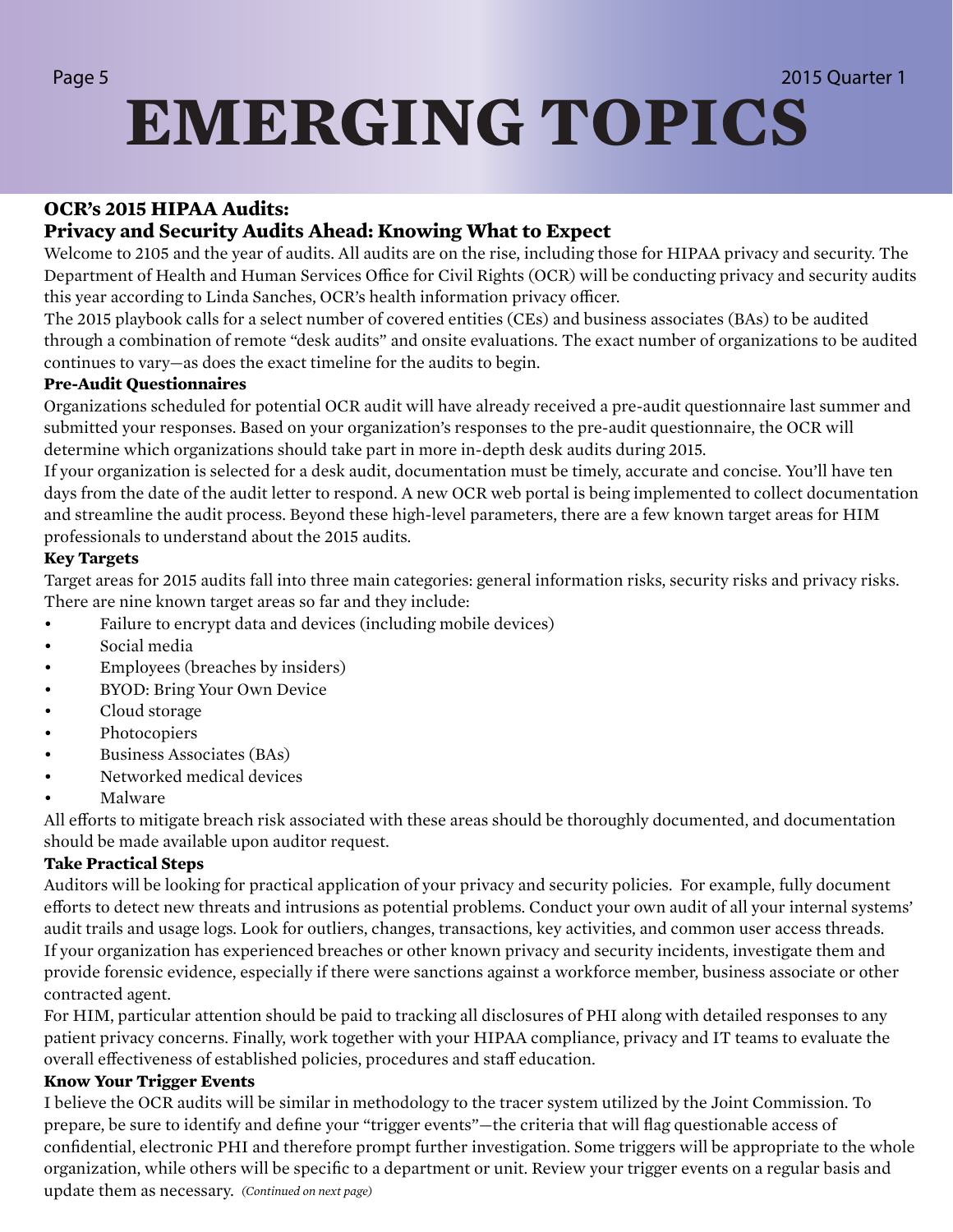# EMERGING TOPICS

## OCR's 2015 HIPAA Audits:
## Privacy and Security Audits Ahead: Knowing What to Expect

Welcome to 2105 and the year of audits. All audits are on the rise, including those for HIPAA privacy and security. The Department of Health and Human Services Office for Civil Rights (OCR) will be conducting privacy and security audits this year according to Linda Sanches, OCR's health information privacy officer.

The 2015 playbook calls for a select number of covered entities (CEs) and business associates (BAs) to be audited through a combination of remote "desk audits" and onsite evaluations. The exact number of organizations to be audited continues to vary—as does the exact timeline for the audits to begin.

### Pre-Audit Questionnaires

Organizations scheduled for potential OCR audit will have already received a pre-audit questionnaire last summer and submitted your responses. Based on your organization's responses to the pre-audit questionnaire, the OCR will determine which organizations should take part in more in-depth desk audits during 2015.

If your organization is selected for a desk audit, documentation must be timely, accurate and concise. You'll have ten days from the date of the audit letter to respond. A new OCR web portal is being implemented to collect documentation and streamline the audit process. Beyond these high-level parameters, there are a few known target areas for HIM professionals to understand about the 2015 audits.

### Key Targets

Target areas for 2015 audits fall into three main categories: general information risks, security risks and privacy risks. There are nine known target areas so far and they include:

- Failure to encrypt data and devices (including mobile devices)
- Social media
- Employees (breaches by insiders)
- BYOD: Bring Your Own Device
- Cloud storage
- Photocopiers
- Business Associates (BAs)
- Networked medical devices
- Malware

All efforts to mitigate breach risk associated with these areas should be thoroughly documented, and documentation should be made available upon auditor request.

### Take Practical Steps

Auditors will be looking for practical application of your privacy and security policies. For example, fully document efforts to detect new threats and intrusions as potential problems. Conduct your own audit of all your internal systems' audit trails and usage logs. Look for outliers, changes, transactions, key activities, and common user access threads.

If your organization has experienced breaches or other known privacy and security incidents, investigate them and provide forensic evidence, especially if there were sanctions against a workforce member, business associate or other contracted agent.

For HIM, particular attention should be paid to tracking all disclosures of PHI along with detailed responses to any patient privacy concerns. Finally, work together with your HIPAA compliance, privacy and IT teams to evaluate the overall effectiveness of established policies, procedures and staff education.

### Know Your Trigger Events

I believe the OCR audits will be similar in methodology to the tracer system utilized by the Joint Commission. To prepare, be sure to identify and define your "trigger events"—the criteria that will flag questionable access of confidential, electronic PHI and therefore prompt further investigation. Some triggers will be appropriate to the whole organization, while others will be specific to a department or unit. Review your trigger events on a regular basis and update them as necessary. *(Continued on next page)*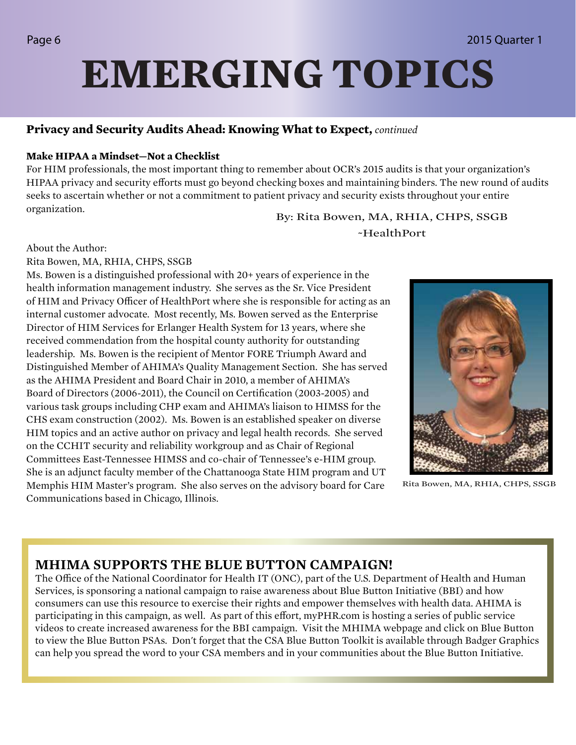# EMERGING TOPICS

## **Privacy and Security Audits Ahead: Knowing What to Expect,** *continued*

### Make HIPAA a Mindset—Not a Checklist

For HIM professionals, the most important thing to remember about OCR's 2015 audits is that your organization's HIPAA privacy and security efforts must go beyond checking boxes and maintaining binders. The new round of audits seeks to ascertain whether or not a commitment to patient privacy and security exists throughout your entire organization.

By: Rita Bowen, MA, RHIA, CHPS, SSGB
~HealthPort

About the Author:

Rita Bowen, MA, RHIA, CHPS, SSGB

Ms. Bowen is a distinguished professional with 20+ years of experience in the health information management industry. She serves as the Sr. Vice President of HIM and Privacy Officer of HealthPort where she is responsible for acting as an internal customer advocate. Most recently, Ms. Bowen served as the Enterprise Director of HIM Services for Erlanger Health System for 13 years, where she received commendation from the hospital county authority for outstanding leadership. Ms. Bowen is the recipient of Mentor FORE Triumph Award and Distinguished Member of AHIMA's Quality Management Section. She has served as the AHIMA President and Board Chair in 2010, a member of AHIMA's Board of Directors (2006-2011), the Council on Certification (2003-2005) and various task groups including CHP exam and AHIMA's liaison to HIMSS for the CHS exam construction (2002). Ms. Bowen is an established speaker on diverse HIM topics and an active author on privacy and legal health records. She served on the CCHIT security and reliability workgroup and as Chair of Regional Committees East-Tennessee HIMSS and co-chair of Tennessee's e-HIM group. She is an adjunct faculty member of the Chattanooga State HIM program and UT Memphis HIM Master's program. She also serves on the advisory board for Care Communications based in Chicago, Illinois.

Rita Bowen, MA, RHIA, CHPS, SSGB

## MHIMA SUPPORTS THE BLUE BUTTON CAMPAIGN!

The Office of the National Coordinator for Health IT (ONC), part of the U.S. Department of Health and Human Services, is sponsoring a national campaign to raise awareness about Blue Button Initiative (BBI) and how consumers can use this resource to exercise their rights and empower themselves with health data. AHIMA is participating in this campaign, as well. As part of this effort, myPHR.com is hosting a series of public service videos to create increased awareness for the BBI campaign. Visit the MHIMA webpage and click on Blue Button to view the Blue Button PSAs. Don't forget that the CSA Blue Button Toolkit is available through Badger Graphics can help you spread the word to your CSA members and in your communities about the Blue Button Initiative.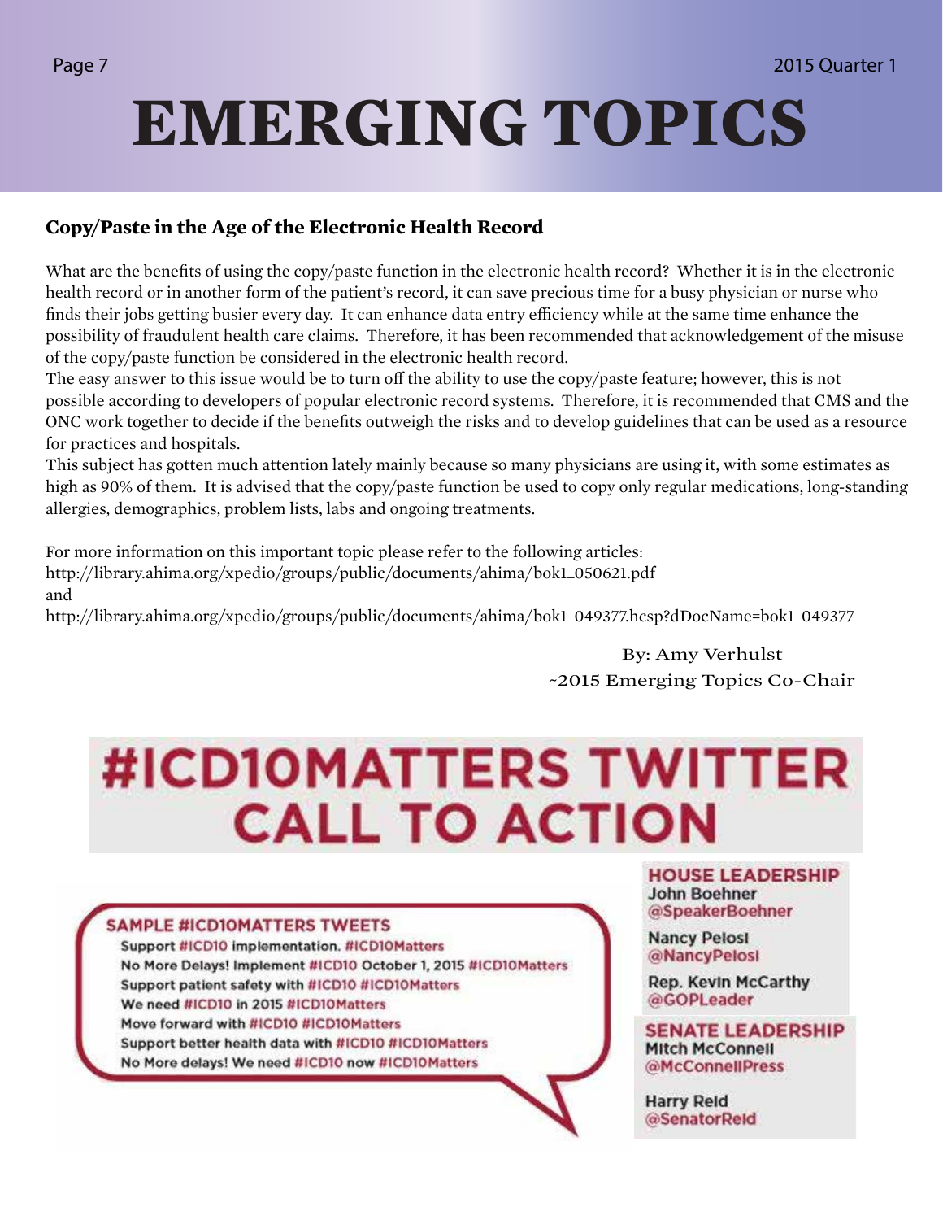# EMERGING TOPICS

## Copy/Paste in the Age of the Electronic Health Record

What are the benefits of using the copy/paste function in the electronic health record? Whether it is in the electronic health record or in another form of the patient's record, it can save precious time for a busy physician or nurse who finds their jobs getting busier every day. It can enhance data entry efficiency while at the same time enhance the possibility of fraudulent health care claims. Therefore, it has been recommended that acknowledgement of the misuse of the copy/paste function be considered in the electronic health record.

The easy answer to this issue would be to turn off the ability to use the copy/paste feature; however, this is not possible according to developers of popular electronic record systems. Therefore, it is recommended that CMS and the ONC work together to decide if the benefits outweigh the risks and to develop guidelines that can be used as a resource for practices and hospitals.

This subject has gotten much attention lately mainly because so many physicians are using it, with some estimates as high as 90% of them. It is advised that the copy/paste function be used to copy only regular medications, long-standing allergies, demographics, problem lists, labs and ongoing treatments.

For more information on this important topic please refer to the following articles:
http://library.ahima.org/xpedio/groups/public/documents/ahima/bok1_050621.pdf
and
http://library.ahima.org/xpedio/groups/public/documents/ahima/bok1_049377.hcsp?dDocName=bok1_049377

By: Amy Verhulst
~2015 Emerging Topics Co-Chair

## #ICD10MATTERS TWITTER CALL TO ACTION

### SAMPLE #ICD10MATTERS TWEETS

Support #ICD10 implementation. #ICD10Matters
No More Delays! Implement #ICD10 October 1, 2015 #ICD10Matters
Support patient safety with #ICD10 #ICD10Matters
We need #ICD10 in 2015 #ICD10Matters
Move forward with #ICD10 #ICD10Matters
Support better health data with #ICD10 #ICD10Matters
No More delays! We need #ICD10 now #ICD10Matters

### HOUSE LEADERSHIP

John Boehner
@SpeakerBoehner

Nancy Pelosi
@NancyPelosi

Rep. Kevin McCarthy
@GOPLeader

### SENATE LEADERSHIP

Mitch McConnell
@McConnellPress

Harry Reid
@SenatorReid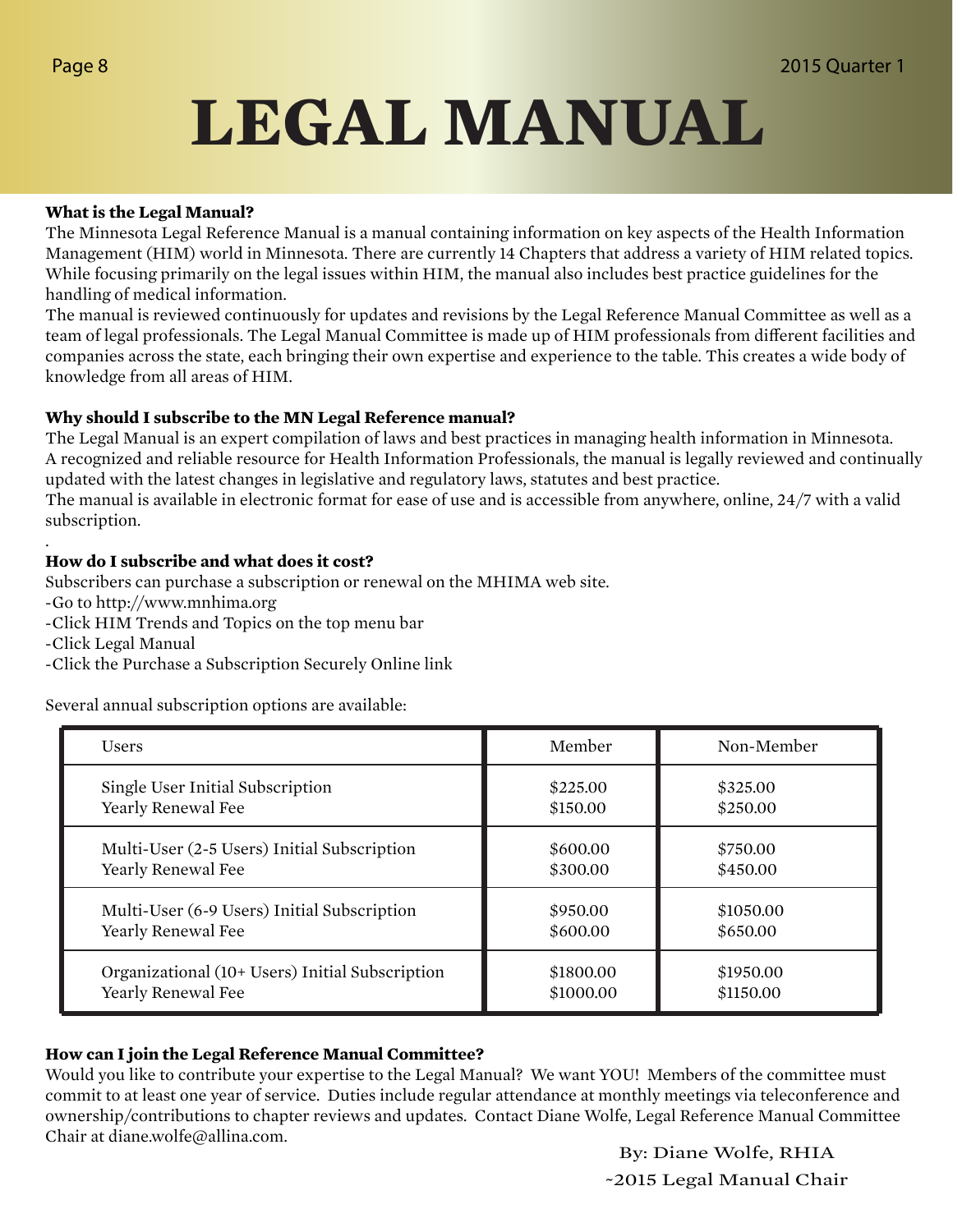# LEGAL MANUAL

**What is the Legal Manual?**

The Minnesota Legal Reference Manual is a manual containing information on key aspects of the Health Information Management (HIM) world in Minnesota. There are currently 14 Chapters that address a variety of HIM related topics. While focusing primarily on the legal issues within HIM, the manual also includes best practice guidelines for the handling of medical information.

The manual is reviewed continuously for updates and revisions by the Legal Reference Manual Committee as well as a team of legal professionals. The Legal Manual Committee is made up of HIM professionals from different facilities and companies across the state, each bringing their own expertise and experience to the table. This creates a wide body of knowledge from all areas of HIM.

**Why should I subscribe to the MN Legal Reference manual?**

The Legal Manual is an expert compilation of laws and best practices in managing health information in Minnesota. A recognized and reliable resource for Health Information Professionals, the manual is legally reviewed and continually updated with the latest changes in legislative and regulatory laws, statutes and best practice.

The manual is available in electronic format for ease of use and is accessible from anywhere, online, 24/7 with a valid subscription.

**How do I subscribe and what does it cost?**

Subscribers can purchase a subscription or renewal on the MHIMA web site.

- Go to http://www.mnhima.org
- Click HIM Trends and Topics on the top menu bar
- Click Legal Manual
- Click the Purchase a Subscription Securely Online link

Several annual subscription options are available:

| Users | Member | Non-Member |
|---|---|---|
| Single User Initial Subscription<br>Yearly Renewal Fee | $225.00<br>$150.00 | $325.00<br>$250.00 |
| Multi-User (2-5 Users) Initial Subscription<br>Yearly Renewal Fee | $600.00<br>$300.00 | $750.00<br>$450.00 |
| Multi-User (6-9 Users) Initial Subscription<br>Yearly Renewal Fee | $950.00<br>$600.00 | $1050.00<br>$650.00 |
| Organizational (10+ Users) Initial Subscription<br>Yearly Renewal Fee | $1800.00<br>$1000.00 | $1950.00<br>$1150.00 |

**How can I join the Legal Reference Manual Committee?**

Would you like to contribute your expertise to the Legal Manual? We want YOU! Members of the committee must commit to at least one year of service. Duties include regular attendance at monthly meetings via teleconference and ownership/contributions to chapter reviews and updates. Contact Diane Wolfe, Legal Reference Manual Committee Chair at diane.wolfe@allina.com.

By: Diane Wolfe, RHIA
~2015 Legal Manual Chair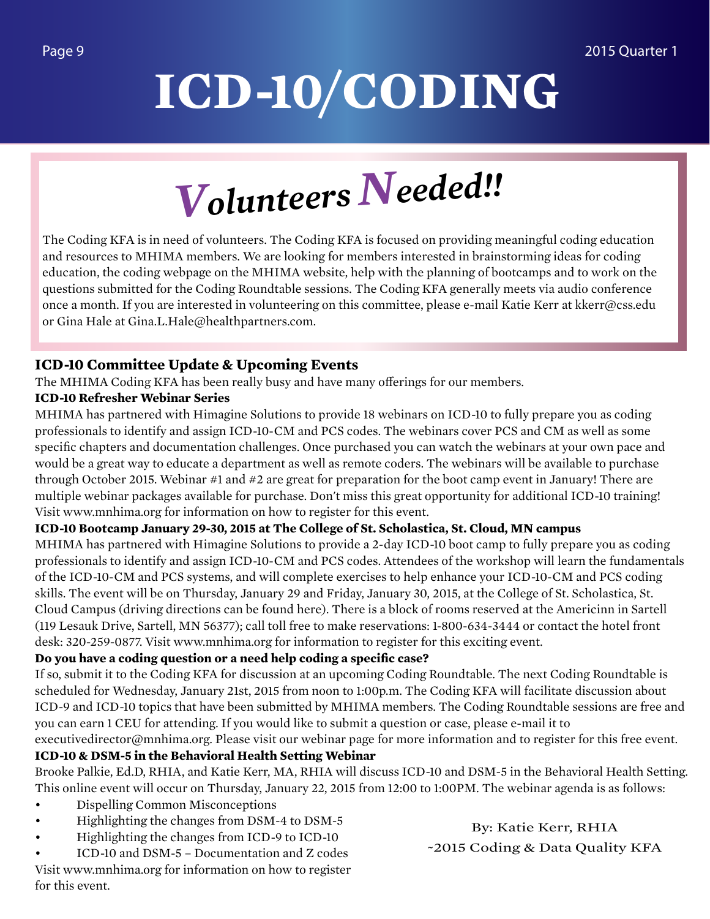# ICD-10/CODING

## *Volunteers Needed!!*

The Coding KFA is in need of volunteers. The Coding KFA is focused on providing meaningful coding education and resources to MHIMA members. We are looking for members interested in brainstorming ideas for coding education, the coding webpage on the MHIMA website, help with the planning of bootcamps and to work on the questions submitted for the Coding Roundtable sessions. The Coding KFA generally meets via audio conference once a month. If you are interested in volunteering on this committee, please e-mail Katie Kerr at kkerr@css.edu or Gina Hale at Gina.L.Hale@healthpartners.com.

### ICD-10 Committee Update & Upcoming Events

The MHIMA Coding KFA has been really busy and have many offerings for our members.

**ICD-10 Refresher Webinar Series**

MHIMA has partnered with Himagine Solutions to provide 18 webinars on ICD-10 to fully prepare you as coding professionals to identify and assign ICD-10-CM and PCS codes. The webinars cover PCS and CM as well as some specific chapters and documentation challenges. Once purchased you can watch the webinars at your own pace and would be a great way to educate a department as well as remote coders. The webinars will be available to purchase through October 2015. Webinar #1 and #2 are great for preparation for the boot camp event in January! There are multiple webinar packages available for purchase. Don't miss this great opportunity for additional ICD-10 training! Visit www.mnhima.org for information on how to register for this event.

**ICD-10 Bootcamp January 29-30, 2015 at The College of St. Scholastica, St. Cloud, MN campus**

MHIMA has partnered with Himagine Solutions to provide a 2-day ICD-10 boot camp to fully prepare you as coding professionals to identify and assign ICD-10-CM and PCS codes. Attendees of the workshop will learn the fundamentals of the ICD-10-CM and PCS systems, and will complete exercises to help enhance your ICD-10-CM and PCS coding skills. The event will be on Thursday, January 29 and Friday, January 30, 2015, at the College of St. Scholastica, St. Cloud Campus (driving directions can be found here). There is a block of rooms reserved at the Americinn in Sartell (119 Lesauk Drive, Sartell, MN 56377); call toll free to make reservations: 1-800-634-3444 or contact the hotel front desk: 320-259-0877. Visit www.mnhima.org for information to register for this exciting event.

**Do you have a coding question or a need help coding a specific case?**

If so, submit it to the Coding KFA for discussion at an upcoming Coding Roundtable. The next Coding Roundtable is scheduled for Wednesday, January 21st, 2015 from noon to 1:00p.m. The Coding KFA will facilitate discussion about ICD-9 and ICD-10 topics that have been submitted by MHIMA members. The Coding Roundtable sessions are free and you can earn 1 CEU for attending. If you would like to submit a question or case, please e-mail it to executivedirector@mnhima.org. Please visit our webinar page for more information and to register for this free event.

**ICD-10 & DSM-5 in the Behavioral Health Setting Webinar**

Brooke Palkie, Ed.D, RHIA, and Katie Kerr, MA, RHIA will discuss ICD-10 and DSM-5 in the Behavioral Health Setting. This online event will occur on Thursday, January 22, 2015 from 12:00 to 1:00PM. The webinar agenda is as follows:

- Dispelling Common Misconceptions
- Highlighting the changes from DSM-4 to DSM-5
- Highlighting the changes from ICD-9 to ICD-10
- ICD-10 and DSM-5 – Documentation and Z codes

Visit www.mnhima.org for information on how to register for this event.

By: Katie Kerr, RHIA
~2015 Coding & Data Quality KFA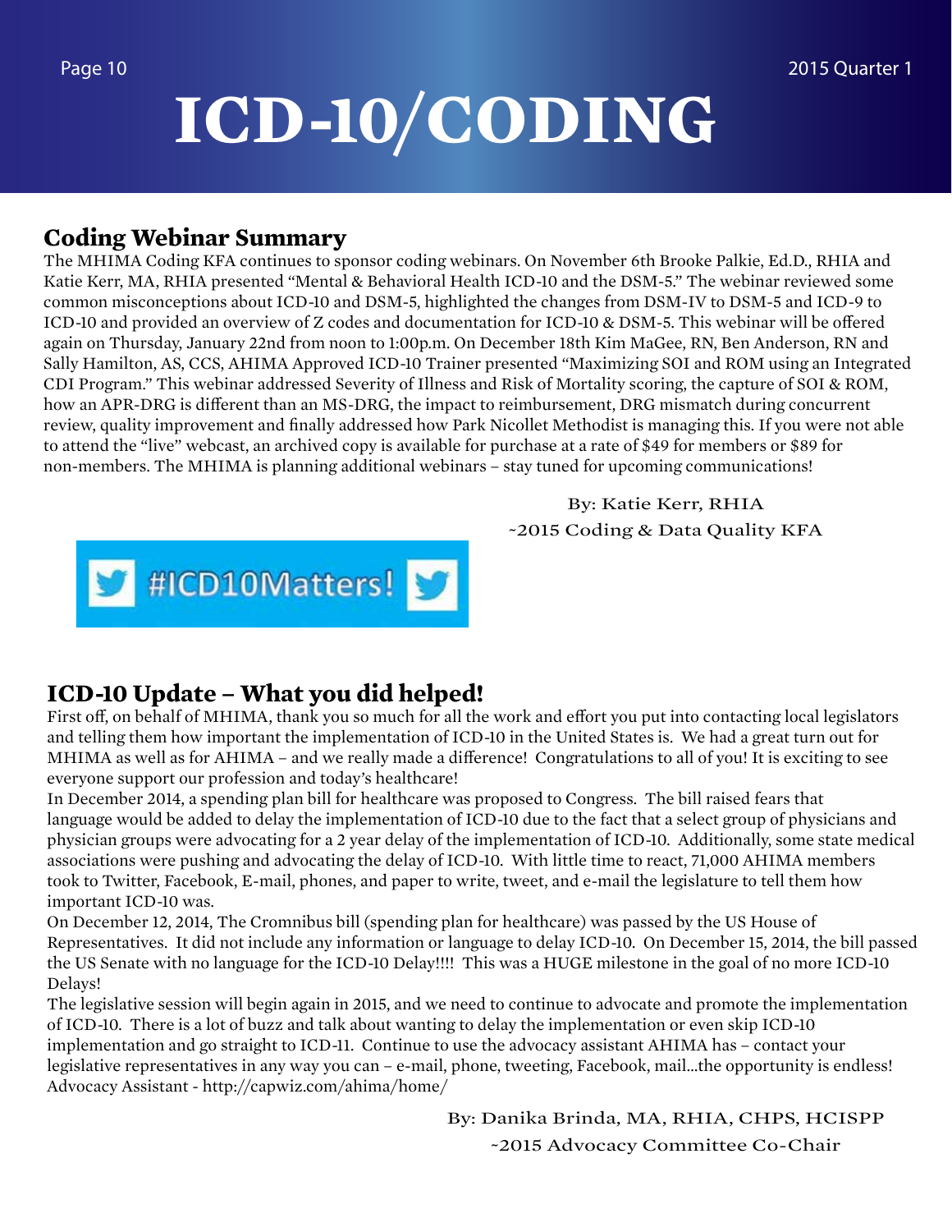# ICD-10/CODING

## Coding Webinar Summary

The MHIMA Coding KFA continues to sponsor coding webinars. On November 6th Brooke Palkie, Ed.D., RHIA and Katie Kerr, MA, RHIA presented "Mental & Behavioral Health ICD-10 and the DSM-5." The webinar reviewed some common misconceptions about ICD-10 and DSM-5, highlighted the changes from DSM-IV to DSM-5 and ICD-9 to ICD-10 and provided an overview of Z codes and documentation for ICD-10 & DSM-5. This webinar will be offered again on Thursday, January 22nd from noon to 1:00p.m. On December 18th Kim MaGee, RN, Ben Anderson, RN and Sally Hamilton, AS, CCS, AHIMA Approved ICD-10 Trainer presented "Maximizing SOI and ROM using an Integrated CDI Program." This webinar addressed Severity of Illness and Risk of Mortality scoring, the capture of SOI & ROM, how an APR-DRG is different than an MS-DRG, the impact to reimbursement, DRG mismatch during concurrent review, quality improvement and finally addressed how Park Nicollet Methodist is managing this. If you were not able to attend the "live" webcast, an archived copy is available for purchase at a rate of $49 for members or $89 for non-members. The MHIMA is planning additional webinars – stay tuned for upcoming communications!

By: Katie Kerr, RHIA
~2015 Coding & Data Quality KFA

#ICD10Matters!

## ICD-10 Update – What you did helped!

First off, on behalf of MHIMA, thank you so much for all the work and effort you put into contacting local legislators and telling them how important the implementation of ICD-10 in the United States is. We had a great turn out for MHIMA as well as for AHIMA – and we really made a difference! Congratulations to all of you! It is exciting to see everyone support our profession and today's healthcare!

In December 2014, a spending plan bill for healthcare was proposed to Congress. The bill raised fears that language would be added to delay the implementation of ICD-10 due to the fact that a select group of physicians and physician groups were advocating for a 2 year delay of the implementation of ICD-10. Additionally, some state medical associations were pushing and advocating the delay of ICD-10. With little time to react, 71,000 AHIMA members took to Twitter, Facebook, E-mail, phones, and paper to write, tweet, and e-mail the legislature to tell them how important ICD-10 was.

On December 12, 2014, The Cromnibus bill (spending plan for healthcare) was passed by the US House of Representatives. It did not include any information or language to delay ICD-10. On December 15, 2014, the bill passed the US Senate with no language for the ICD-10 Delay!!!! This was a HUGE milestone in the goal of no more ICD-10 Delays!

The legislative session will begin again in 2015, and we need to continue to advocate and promote the implementation of ICD-10. There is a lot of buzz and talk about wanting to delay the implementation or even skip ICD-10 implementation and go straight to ICD-11. Continue to use the advocacy assistant AHIMA has – contact your legislative representatives in any way you can – e-mail, phone, tweeting, Facebook, mail...the opportunity is endless! Advocacy Assistant - http://capwiz.com/ahima/home/

By: Danika Brinda, MA, RHIA, CHPS, HCISPP
~2015 Advocacy Committee Co-Chair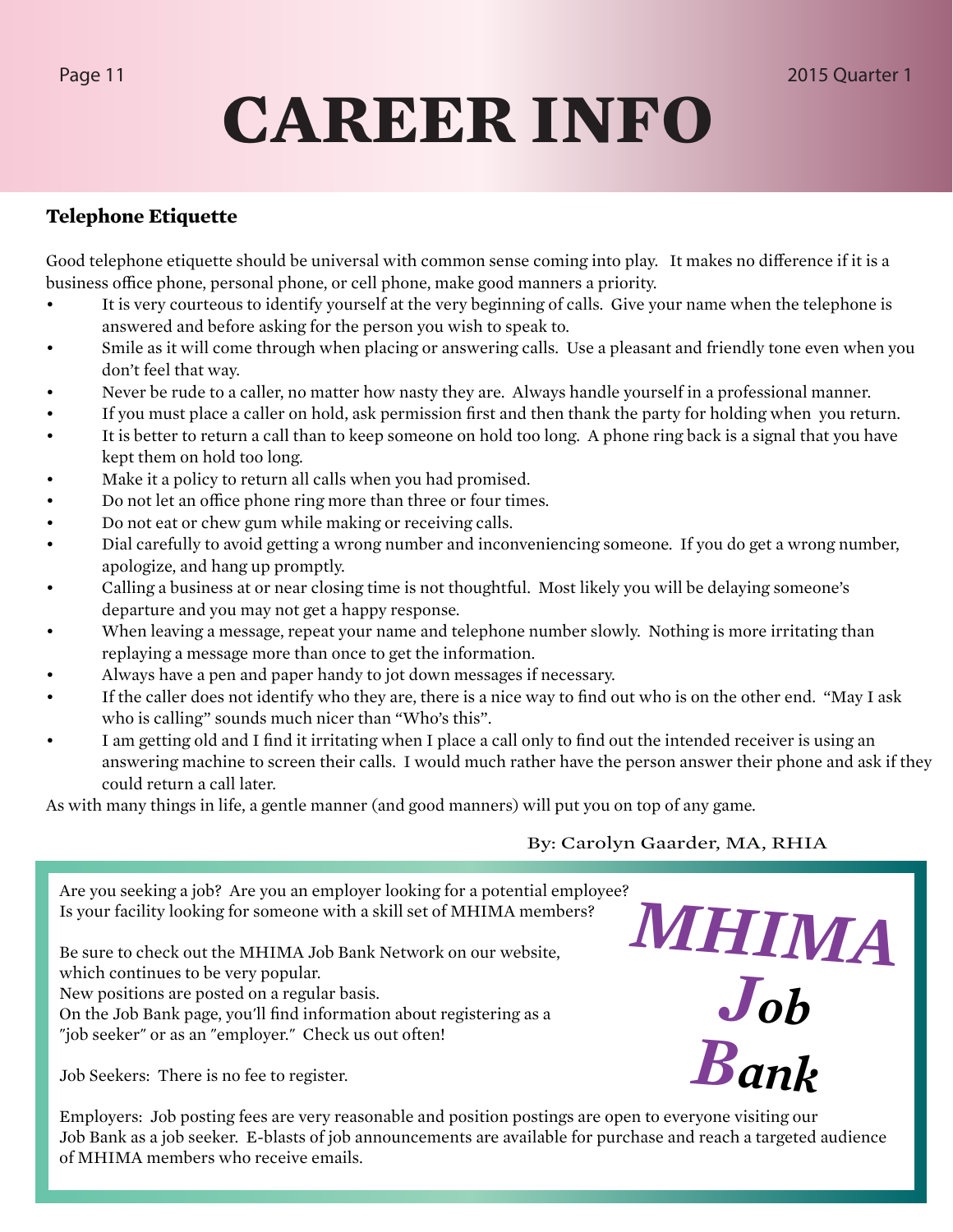# CAREER INFO

## Telephone Etiquette

Good telephone etiquette should be universal with common sense coming into play. It makes no difference if it is a business office phone, personal phone, or cell phone, make good manners a priority.

- It is very courteous to identify yourself at the very beginning of calls. Give your name when the telephone is answered and before asking for the person you wish to speak to.
- Smile as it will come through when placing or answering calls. Use a pleasant and friendly tone even when you don't feel that way.
- Never be rude to a caller, no matter how nasty they are. Always handle yourself in a professional manner.
- If you must place a caller on hold, ask permission first and then thank the party for holding when you return.
- It is better to return a call than to keep someone on hold too long. A phone ring back is a signal that you have kept them on hold too long.
- Make it a policy to return all calls when you had promised.
- Do not let an office phone ring more than three or four times.
- Do not eat or chew gum while making or receiving calls.
- Dial carefully to avoid getting a wrong number and inconveniencing someone. If you do get a wrong number, apologize, and hang up promptly.
- Calling a business at or near closing time is not thoughtful. Most likely you will be delaying someone's departure and you may not get a happy response.
- When leaving a message, repeat your name and telephone number slowly. Nothing is more irritating than replaying a message more than once to get the information.
- Always have a pen and paper handy to jot down messages if necessary.
- If the caller does not identify who they are, there is a nice way to find out who is on the other end. "May I ask who is calling" sounds much nicer than "Who's this".
- I am getting old and I find it irritating when I place a call only to find out the intended receiver is using an answering machine to screen their calls. I would much rather have the person answer their phone and ask if they could return a call later.

As with many things in life, a gentle manner (and good manners) will put you on top of any game.

By: Carolyn Gaarder, MA, RHIA

---

## MHIMA Job Bank

Are you seeking a job? Are you an employer looking for a potential employee? Is your facility looking for someone with a skill set of MHIMA members?

Be sure to check out the MHIMA Job Bank Network on our website, which continues to be very popular.
New positions are posted on a regular basis.
On the Job Bank page, you'll find information about registering as a "job seeker" or as an "employer." Check us out often!

Job Seekers: There is no fee to register.

Employers: Job posting fees are very reasonable and position postings are open to everyone visiting our Job Bank as a job seeker. E-blasts of job announcements are available for purchase and reach a targeted audience of MHIMA members who receive emails.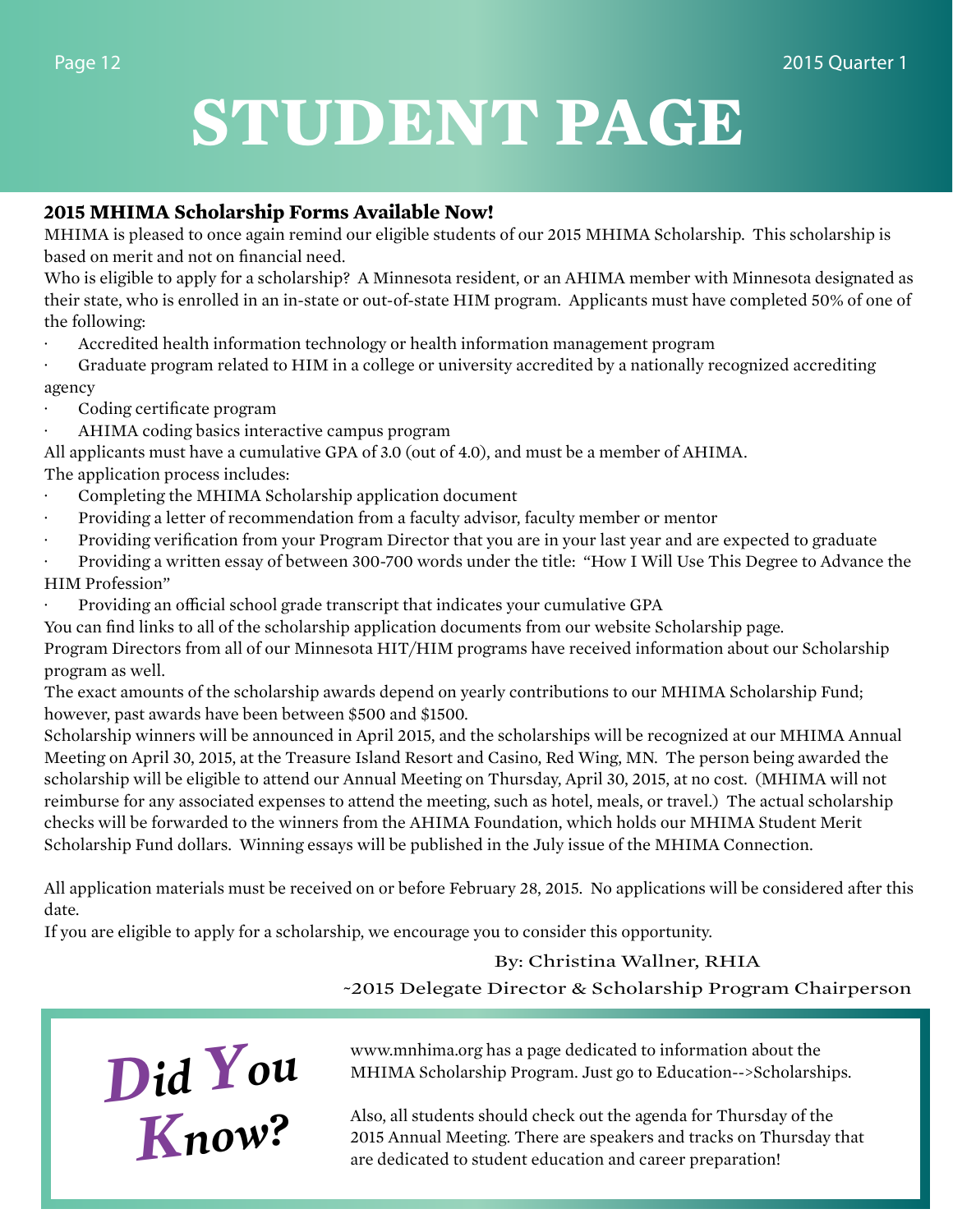# STUDENT PAGE

**2015 MHIMA Scholarship Forms Available Now!**

MHIMA is pleased to once again remind our eligible students of our 2015 MHIMA Scholarship. This scholarship is based on merit and not on financial need.

Who is eligible to apply for a scholarship? A Minnesota resident, or an AHIMA member with Minnesota designated as their state, who is enrolled in an in-state or out-of-state HIM program. Applicants must have completed 50% of one of the following:

- Accredited health information technology or health information management program
- Graduate program related to HIM in a college or university accredited by a nationally recognized accrediting agency
- Coding certificate program
- AHIMA coding basics interactive campus program

All applicants must have a cumulative GPA of 3.0 (out of 4.0), and must be a member of AHIMA.

The application process includes:

- Completing the MHIMA Scholarship application document
- Providing a letter of recommendation from a faculty advisor, faculty member or mentor
- Providing verification from your Program Director that you are in your last year and are expected to graduate
- Providing a written essay of between 300-700 words under the title: "How I Will Use This Degree to Advance the HIM Profession"
- Providing an official school grade transcript that indicates your cumulative GPA

You can find links to all of the scholarship application documents from our website Scholarship page.

Program Directors from all of our Minnesota HIT/HIM programs have received information about our Scholarship program as well.

The exact amounts of the scholarship awards depend on yearly contributions to our MHIMA Scholarship Fund; however, past awards have been between $500 and $1500.

Scholarship winners will be announced in April 2015, and the scholarships will be recognized at our MHIMA Annual Meeting on April 30, 2015, at the Treasure Island Resort and Casino, Red Wing, MN. The person being awarded the scholarship will be eligible to attend our Annual Meeting on Thursday, April 30, 2015, at no cost. (MHIMA will not reimburse for any associated expenses to attend the meeting, such as hotel, meals, or travel.) The actual scholarship checks will be forwarded to the winners from the AHIMA Foundation, which holds our MHIMA Student Merit Scholarship Fund dollars. Winning essays will be published in the July issue of the MHIMA Connection.

All application materials must be received on or before February 28, 2015. No applications will be considered after this date.

If you are eligible to apply for a scholarship, we encourage you to consider this opportunity.

By: Christina Wallner, RHIA
~2015 Delegate Director & Scholarship Program Chairperson

## *Did You Know?*

www.mnhima.org has a page dedicated to information about the MHIMA Scholarship Program. Just go to Education-->Scholarships.

Also, all students should check out the agenda for Thursday of the 2015 Annual Meeting. There are speakers and tracks on Thursday that are dedicated to student education and career preparation!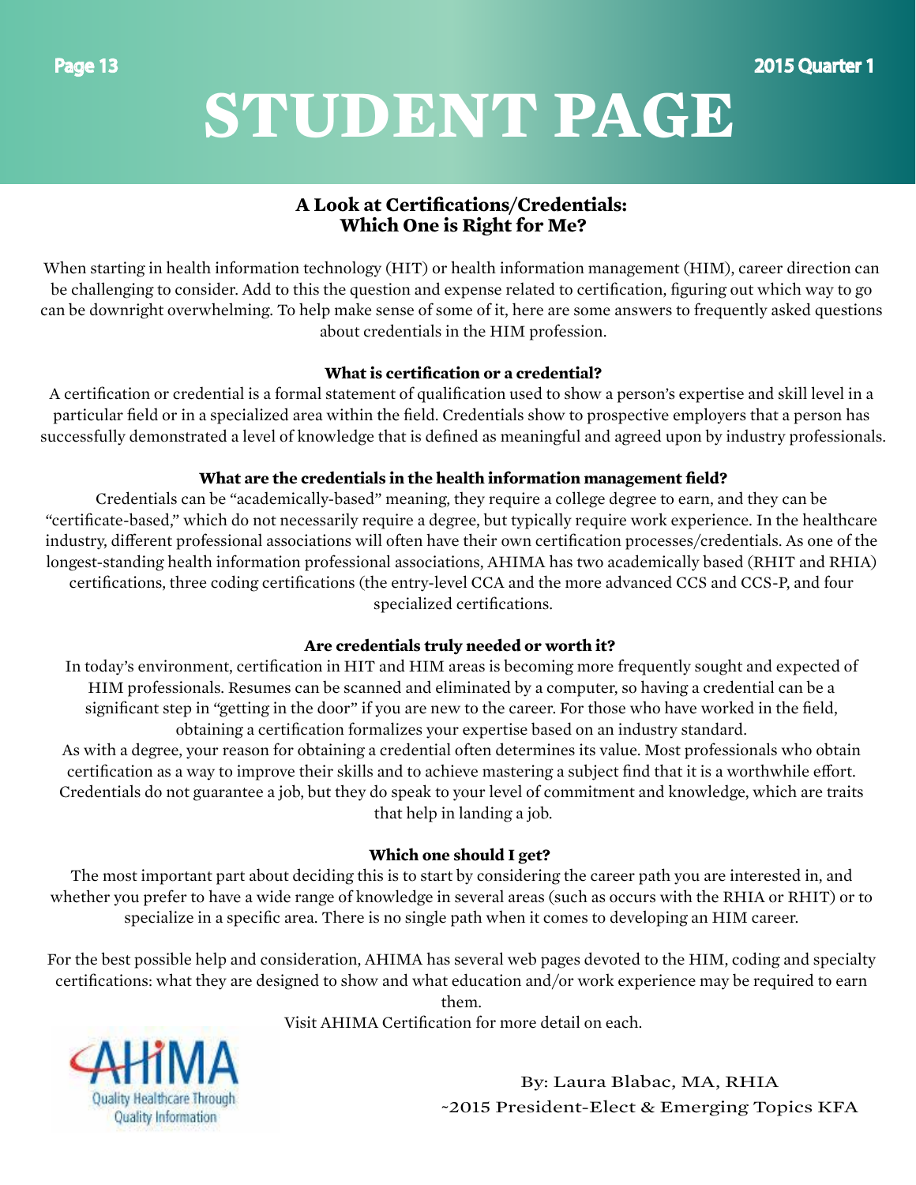# STUDENT PAGE

## A Look at Certifications/Credentials: Which One is Right for Me?

When starting in health information technology (HIT) or health information management (HIM), career direction can be challenging to consider. Add to this the question and expense related to certification, figuring out which way to go can be downright overwhelming. To help make sense of some of it, here are some answers to frequently asked questions about credentials in the HIM profession.

### What is certification or a credential?

A certification or credential is a formal statement of qualification used to show a person's expertise and skill level in a particular field or in a specialized area within the field. Credentials show to prospective employers that a person has successfully demonstrated a level of knowledge that is defined as meaningful and agreed upon by industry professionals.

### What are the credentials in the health information management field?

Credentials can be "academically-based" meaning, they require a college degree to earn, and they can be "certificate-based," which do not necessarily require a degree, but typically require work experience. In the healthcare industry, different professional associations will often have their own certification processes/credentials. As one of the longest-standing health information professional associations, AHIMA has two academically based (RHIT and RHIA) certifications, three coding certifications (the entry-level CCA and the more advanced CCS and CCS-P, and four specialized certifications.

### Are credentials truly needed or worth it?

In today's environment, certification in HIT and HIM areas is becoming more frequently sought and expected of HIM professionals. Resumes can be scanned and eliminated by a computer, so having a credential can be a significant step in "getting in the door" if you are new to the career. For those who have worked in the field, obtaining a certification formalizes your expertise based on an industry standard.

As with a degree, your reason for obtaining a credential often determines its value. Most professionals who obtain certification as a way to improve their skills and to achieve mastering a subject find that it is a worthwhile effort. Credentials do not guarantee a job, but they do speak to your level of commitment and knowledge, which are traits that help in landing a job.

### Which one should I get?

The most important part about deciding this is to start by considering the career path you are interested in, and whether you prefer to have a wide range of knowledge in several areas (such as occurs with the RHIA or RHIT) or to specialize in a specific area. There is no single path when it comes to developing an HIM career.

For the best possible help and consideration, AHIMA has several web pages devoted to the HIM, coding and specialty certifications: what they are designed to show and what education and/or work experience may be required to earn them.

Visit AHIMA Certification for more detail on each.

AHIMA
Quality Healthcare Through Quality Information

By: Laura Blabac, MA, RHIA
~2015 President-Elect & Emerging Topics KFA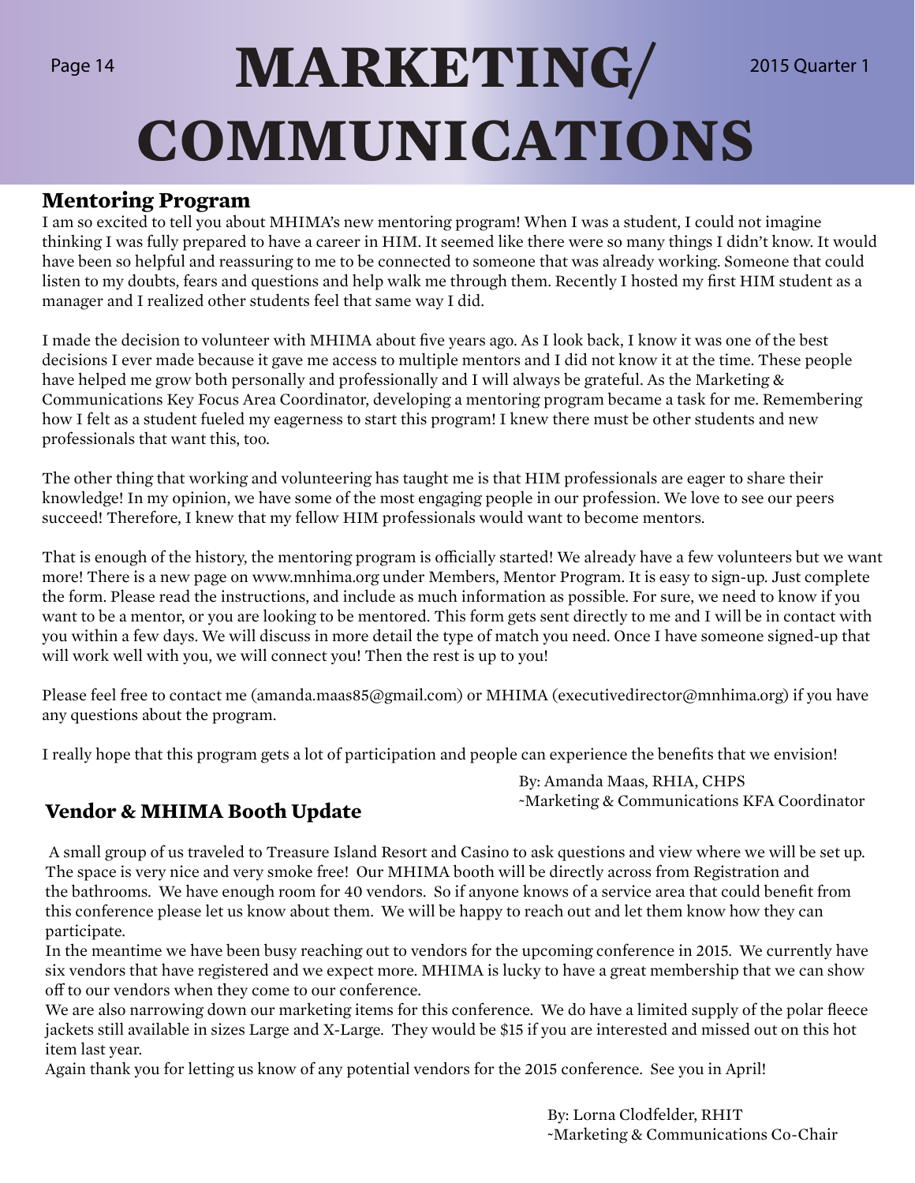# MARKETING/ COMMUNICATIONS

## Mentoring Program

I am so excited to tell you about MHIMA's new mentoring program! When I was a student, I could not imagine thinking I was fully prepared to have a career in HIM. It seemed like there were so many things I didn't know. It would have been so helpful and reassuring to me to be connected to someone that was already working. Someone that could listen to my doubts, fears and questions and help walk me through them. Recently I hosted my first HIM student as a manager and I realized other students feel that same way I did.

I made the decision to volunteer with MHIMA about five years ago. As I look back, I know it was one of the best decisions I ever made because it gave me access to multiple mentors and I did not know it at the time. These people have helped me grow both personally and professionally and I will always be grateful. As the Marketing & Communications Key Focus Area Coordinator, developing a mentoring program became a task for me. Remembering how I felt as a student fueled my eagerness to start this program! I knew there must be other students and new professionals that want this, too.

The other thing that working and volunteering has taught me is that HIM professionals are eager to share their knowledge! In my opinion, we have some of the most engaging people in our profession. We love to see our peers succeed! Therefore, I knew that my fellow HIM professionals would want to become mentors.

That is enough of the history, the mentoring program is officially started! We already have a few volunteers but we want more! There is a new page on www.mnhima.org under Members, Mentor Program. It is easy to sign-up. Just complete the form. Please read the instructions, and include as much information as possible. For sure, we need to know if you want to be a mentor, or you are looking to be mentored. This form gets sent directly to me and I will be in contact with you within a few days. We will discuss in more detail the type of match you need. Once I have someone signed-up that will work well with you, we will connect you! Then the rest is up to you!

Please feel free to contact me (amanda.maas85@gmail.com) or MHIMA (executivedirector@mnhima.org) if you have any questions about the program.

I really hope that this program gets a lot of participation and people can experience the benefits that we envision!

By: Amanda Maas, RHIA, CHPS
~Marketing & Communications KFA Coordinator

## Vendor & MHIMA Booth Update

A small group of us traveled to Treasure Island Resort and Casino to ask questions and view where we will be set up. The space is very nice and very smoke free! Our MHIMA booth will be directly across from Registration and the bathrooms. We have enough room for 40 vendors. So if anyone knows of a service area that could benefit from this conference please let us know about them. We will be happy to reach out and let them know how they can participate.

In the meantime we have been busy reaching out to vendors for the upcoming conference in 2015. We currently have six vendors that have registered and we expect more. MHIMA is lucky to have a great membership that we can show off to our vendors when they come to our conference.

We are also narrowing down our marketing items for this conference. We do have a limited supply of the polar fleece jackets still available in sizes Large and X-Large. They would be $15 if you are interested and missed out on this hot item last year.

Again thank you for letting us know of any potential vendors for the 2015 conference. See you in April!

By: Lorna Clodfelder, RHIT
~Marketing & Communications Co-Chair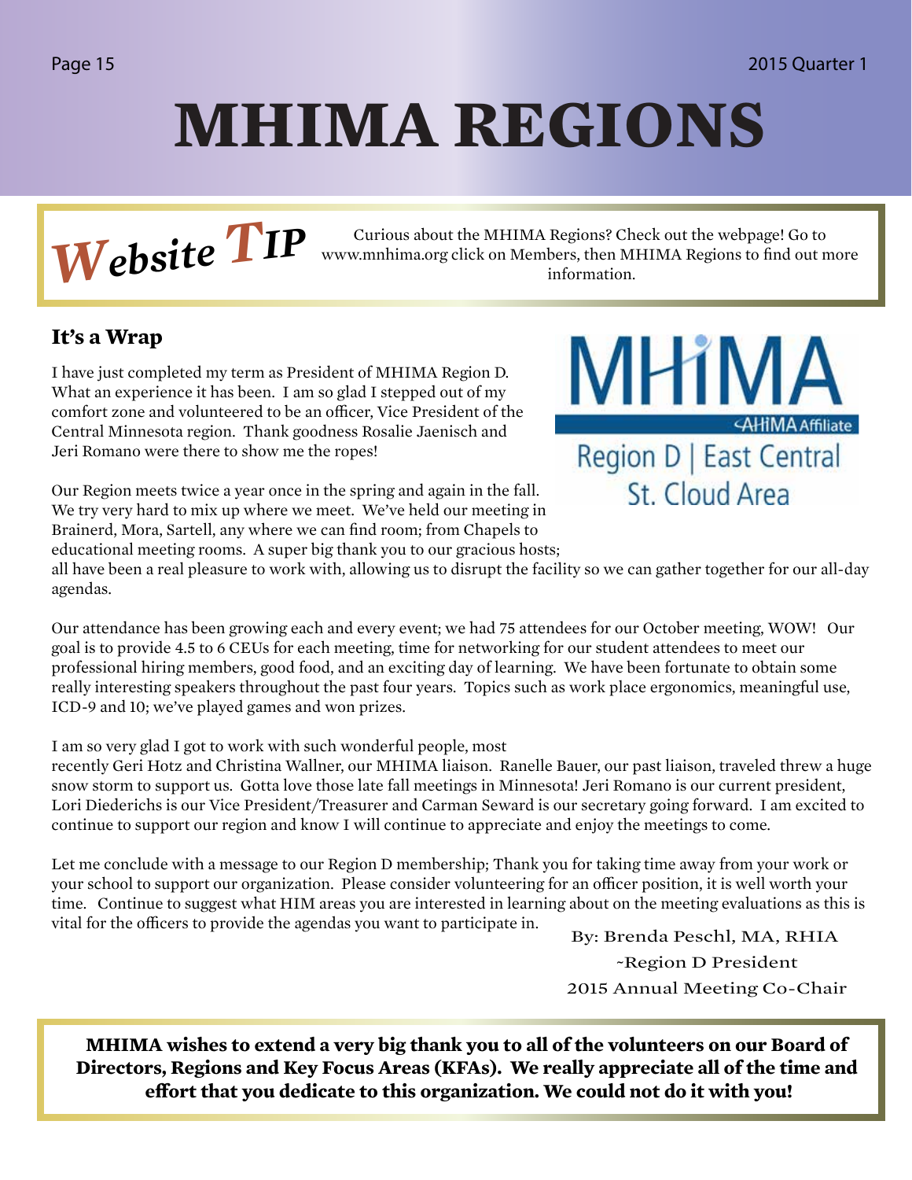# MHIMA REGIONS

***Website TIP*** Curious about the MHIMA Regions? Check out the webpage! Go to www.mnhima.org click on Members, then MHIMA Regions to find out more information.

## It's a Wrap

MHIMA
AHIMA Affiliate
Region D | East Central
St. Cloud Area

I have just completed my term as President of MHIMA Region D. What an experience it has been. I am so glad I stepped out of my comfort zone and volunteered to be an officer, Vice President of the Central Minnesota region. Thank goodness Rosalie Jaenisch and Jeri Romano were there to show me the ropes!

Our Region meets twice a year once in the spring and again in the fall. We try very hard to mix up where we meet. We've held our meeting in Brainerd, Mora, Sartell, any where we can find room; from Chapels to educational meeting rooms. A super big thank you to our gracious hosts; all have been a real pleasure to work with, allowing us to disrupt the facility so we can gather together for our all-day agendas.

Our attendance has been growing each and every event; we had 75 attendees for our October meeting, WOW! Our goal is to provide 4.5 to 6 CEUs for each meeting, time for networking for our student attendees to meet our professional hiring members, good food, and an exciting day of learning. We have been fortunate to obtain some really interesting speakers throughout the past four years. Topics such as work place ergonomics, meaningful use, ICD-9 and 10; we've played games and won prizes.

I am so very glad I got to work with such wonderful people, most recently Geri Hotz and Christina Wallner, our MHIMA liaison. Ranelle Bauer, our past liaison, traveled threw a huge snow storm to support us. Gotta love those late fall meetings in Minnesota! Jeri Romano is our current president, Lori Diederichs is our Vice President/Treasurer and Carman Seward is our secretary going forward. I am excited to continue to support our region and know I will continue to appreciate and enjoy the meetings to come.

Let me conclude with a message to our Region D membership; Thank you for taking time away from your work or your school to support our organization. Please consider volunteering for an officer position, it is well worth your time. Continue to suggest what HIM areas you are interested in learning about on the meeting evaluations as this is vital for the officers to provide the agendas you want to participate in.

By: Brenda Peschl, MA, RHIA
~Region D President
2015 Annual Meeting Co-Chair

**MHIMA wishes to extend a very big thank you to all of the volunteers on our Board of Directors, Regions and Key Focus Areas (KFAs). We really appreciate all of the time and effort that you dedicate to this organization. We could not do it with you!**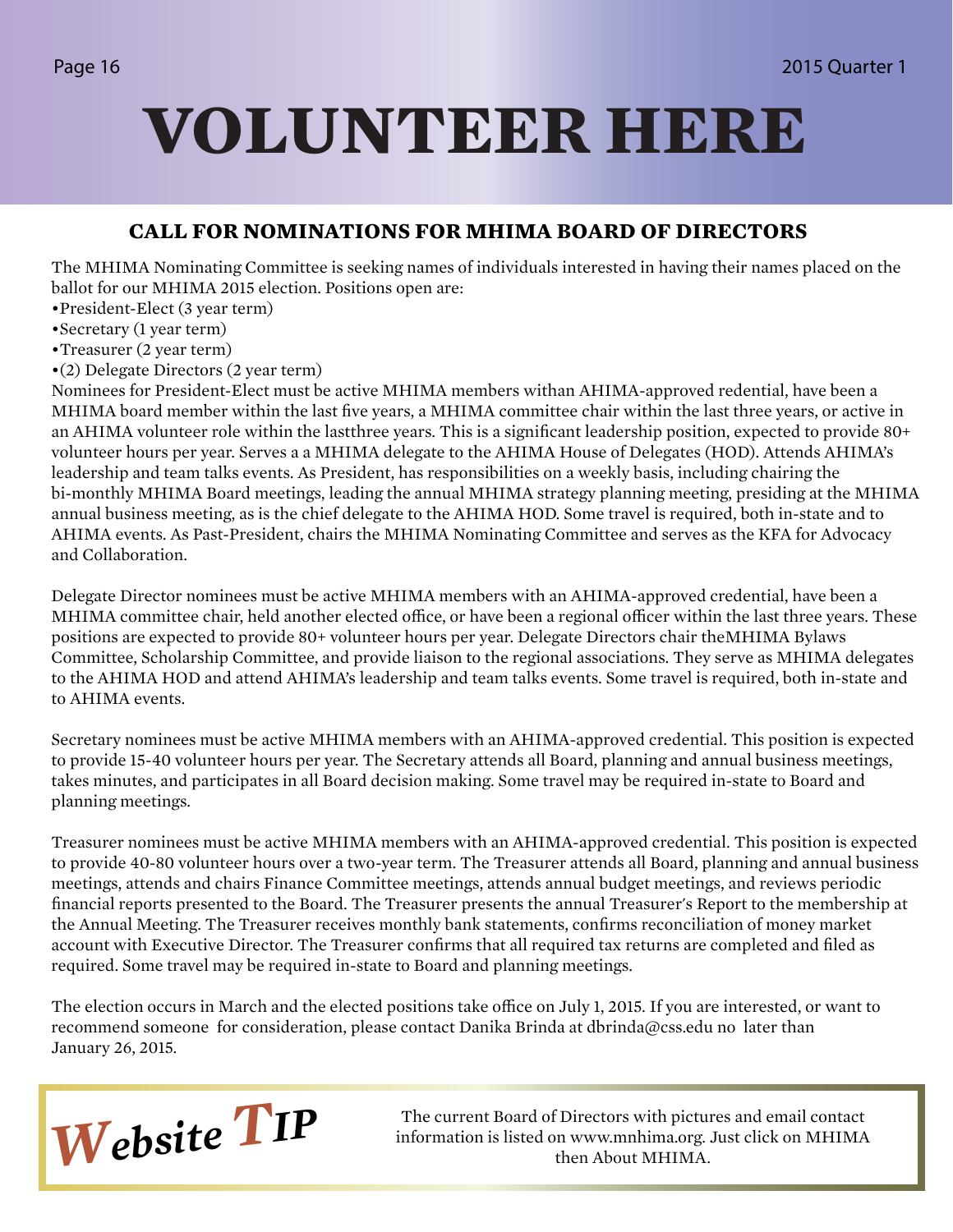# VOLUNTEER HERE

## CALL FOR NOMINATIONS FOR MHIMA BOARD OF DIRECTORS

The MHIMA Nominating Committee is seeking names of individuals interested in having their names placed on the ballot for our MHIMA 2015 election. Positions open are:

- President-Elect (3 year term)
- Secretary (1 year term)
- Treasurer (2 year term)
- (2) Delegate Directors (2 year term)

Nominees for President-Elect must be active MHIMA members withan AHIMA-approved redential, have been a MHIMA board member within the last five years, a MHIMA committee chair within the last three years, or active in an AHIMA volunteer role within the lastthree years. This is a significant leadership position, expected to provide 80+ volunteer hours per year. Serves a a MHIMA delegate to the AHIMA House of Delegates (HOD). Attends AHIMA's leadership and team talks events. As President, has responsibilities on a weekly basis, including chairing the bi-monthly MHIMA Board meetings, leading the annual MHIMA strategy planning meeting, presiding at the MHIMA annual business meeting, as is the chief delegate to the AHIMA HOD. Some travel is required, both in-state and to AHIMA events. As Past-President, chairs the MHIMA Nominating Committee and serves as the KFA for Advocacy and Collaboration.

Delegate Director nominees must be active MHIMA members with an AHIMA-approved credential, have been a MHIMA committee chair, held another elected office, or have been a regional officer within the last three years. These positions are expected to provide 80+ volunteer hours per year. Delegate Directors chair theMHIMA Bylaws Committee, Scholarship Committee, and provide liaison to the regional associations. They serve as MHIMA delegates to the AHIMA HOD and attend AHIMA's leadership and team talks events. Some travel is required, both in-state and to AHIMA events.

Secretary nominees must be active MHIMA members with an AHIMA-approved credential. This position is expected to provide 15-40 volunteer hours per year. The Secretary attends all Board, planning and annual business meetings, takes minutes, and participates in all Board decision making. Some travel may be required in-state to Board and planning meetings.

Treasurer nominees must be active MHIMA members with an AHIMA-approved credential. This position is expected to provide 40-80 volunteer hours over a two-year term. The Treasurer attends all Board, planning and annual business meetings, attends and chairs Finance Committee meetings, attends annual budget meetings, and reviews periodic financial reports presented to the Board. The Treasurer presents the annual Treasurer's Report to the membership at the Annual Meeting. The Treasurer receives monthly bank statements, confirms reconciliation of money market account with Executive Director. The Treasurer confirms that all required tax returns are completed and filed as required. Some travel may be required in-state to Board and planning meetings.

The election occurs in March and the elected positions take office on July 1, 2015. If you are interested, or want to recommend someone for consideration, please contact Danika Brinda at dbrinda@css.edu no later than January 26, 2015.

**Website TIP**

The current Board of Directors with pictures and email contact information is listed on www.mnhima.org. Just click on MHIMA then About MHIMA.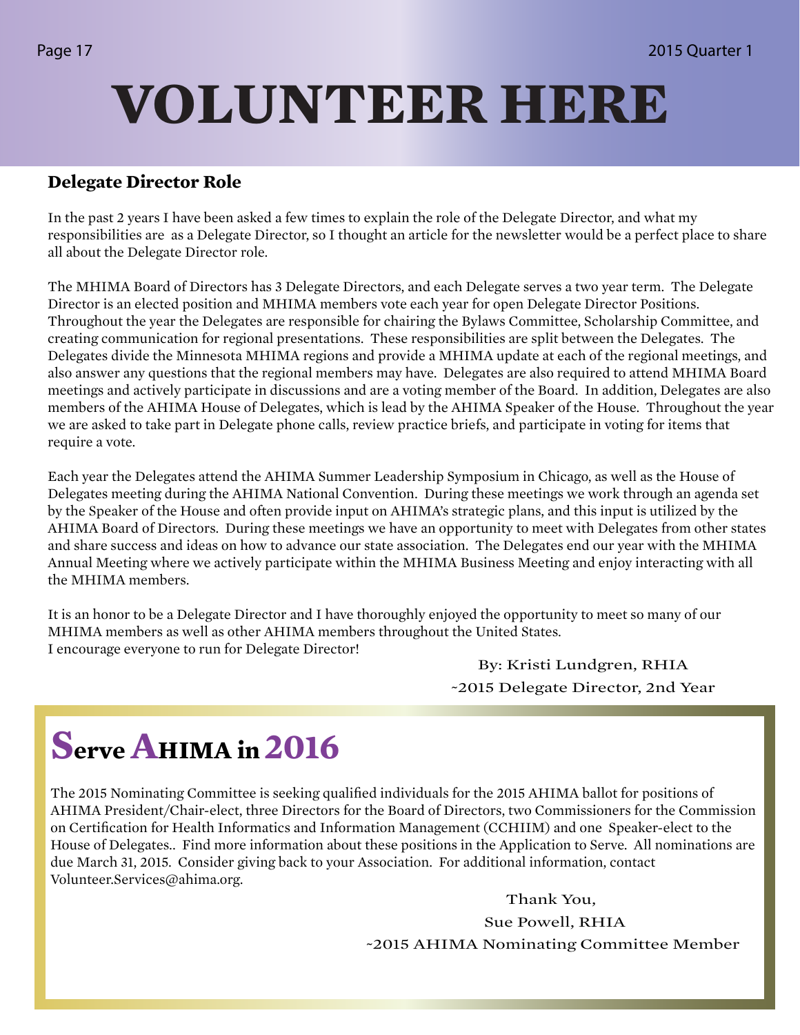# VOLUNTEER HERE

### Delegate Director Role

In the past 2 years I have been asked a few times to explain the role of the Delegate Director, and what my responsibilities are as a Delegate Director, so I thought an article for the newsletter would be a perfect place to share all about the Delegate Director role.

The MHIMA Board of Directors has 3 Delegate Directors, and each Delegate serves a two year term. The Delegate Director is an elected position and MHIMA members vote each year for open Delegate Director Positions. Throughout the year the Delegates are responsible for chairing the Bylaws Committee, Scholarship Committee, and creating communication for regional presentations. These responsibilities are split between the Delegates. The Delegates divide the Minnesota MHIMA regions and provide a MHIMA update at each of the regional meetings, and also answer any questions that the regional members may have. Delegates are also required to attend MHIMA Board meetings and actively participate in discussions and are a voting member of the Board. In addition, Delegates are also members of the AHIMA House of Delegates, which is lead by the AHIMA Speaker of the House. Throughout the year we are asked to take part in Delegate phone calls, review practice briefs, and participate in voting for items that require a vote.

Each year the Delegates attend the AHIMA Summer Leadership Symposium in Chicago, as well as the House of Delegates meeting during the AHIMA National Convention. During these meetings we work through an agenda set by the Speaker of the House and often provide input on AHIMA's strategic plans, and this input is utilized by the AHIMA Board of Directors. During these meetings we have an opportunity to meet with Delegates from other states and share success and ideas on how to advance our state association. The Delegates end our year with the MHIMA Annual Meeting where we actively participate within the MHIMA Business Meeting and enjoy interacting with all the MHIMA members.

It is an honor to be a Delegate Director and I have thoroughly enjoyed the opportunity to meet so many of our MHIMA members as well as other AHIMA members throughout the United States.
I encourage everyone to run for Delegate Director!

By: Kristi Lundgren, RHIA
~2015 Delegate Director, 2nd Year

## Serve AHIMA in 2016

The 2015 Nominating Committee is seeking qualified individuals for the 2015 AHIMA ballot for positions of AHIMA President/Chair-elect, three Directors for the Board of Directors, two Commissioners for the Commission on Certification for Health Informatics and Information Management (CCHIIM) and one Speaker-elect to the House of Delegates.. Find more information about these positions in the Application to Serve. All nominations are due March 31, 2015. Consider giving back to your Association. For additional information, contact Volunteer.Services@ahima.org.

Thank You,
Sue Powell, RHIA
~2015 AHIMA Nominating Committee Member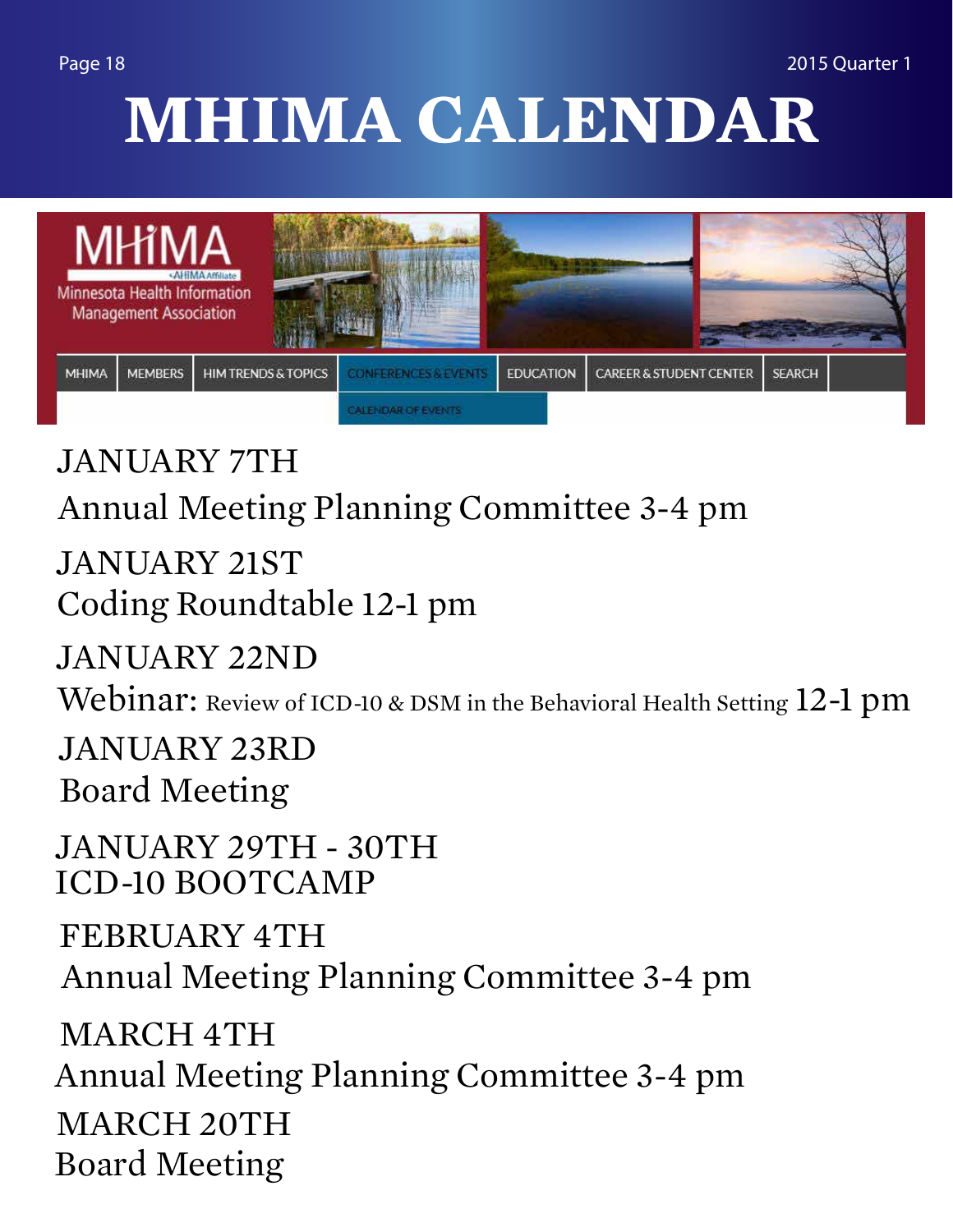# MHIMA CALENDAR

JANUARY 7TH

Annual Meeting Planning Committee 3-4 pm

JANUARY 21ST

Coding Roundtable 12-1 pm

JANUARY 22ND

Webinar: Review of ICD-10 & DSM in the Behavioral Health Setting 12-1 pm

JANUARY 23RD

Board Meeting

JANUARY 29TH - 30TH

ICD-10 BOOTCAMP

FEBRUARY 4TH

Annual Meeting Planning Committee 3-4 pm

MARCH 4TH

Annual Meeting Planning Committee 3-4 pm

MARCH 20TH

Board Meeting